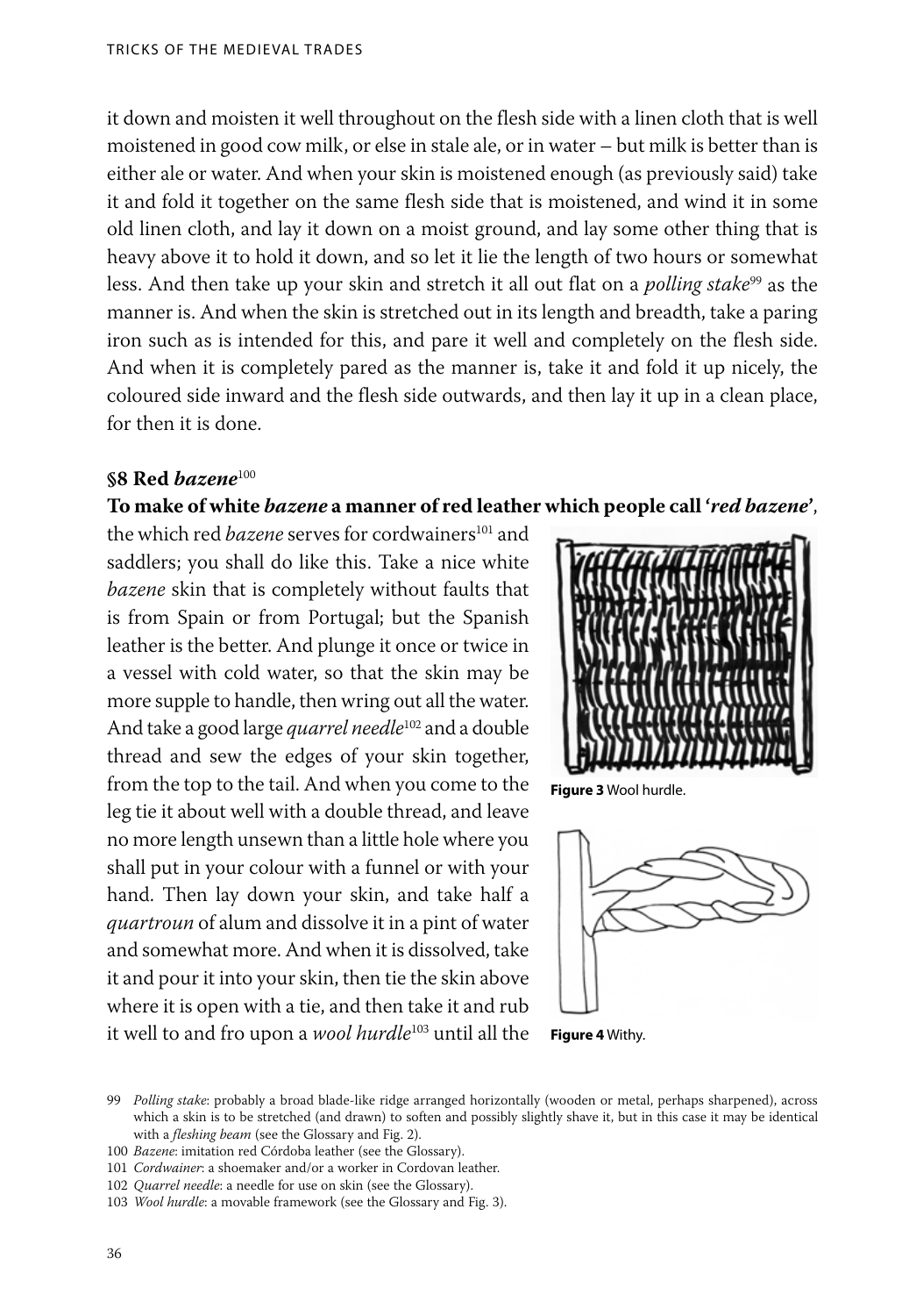it down and moisten it well throughout on the flesh side with a linen cloth that is well moistened in good cow milk, or else in stale ale, or in water – but milk is better than is either ale or water. And when your skin is moistened enough (as previously said) take it and fold it together on the same flesh side that is moistened, and wind it in some old linen cloth, and lay it down on a moist ground, and lay some other thing that is heavy above it to hold it down, and so let it lie the length of two hours or somewhat less. And then take up your skin and stretch it all out flat on a *polling stake*[99] as the manner is. And when the skin is stretched out in its length and breadth, take a paring iron such as is intended for this, and pare it well and completely on the flesh side. And when it is completely pared as the manner is, take it and fold it up nicely, the coloured side inward and the flesh side outwards, and then lay it up in a clean place, for then it is done.

### §8 Red *bazene*[100]

**To make of white *bazene* a manner of red leather which people call '*red bazene*'**, the which red *bazene* serves for cordwainers[101] and saddlers; you shall do like this. Take a nice white *bazene* skin that is completely without faults that is from Spain or from Portugal; but the Spanish leather is the better. And plunge it once or twice in a vessel with cold water, so that the skin may be more supple to handle, then wring out all the water. And take a good large *quarrel needle*[102] and a double thread and sew the edges of your skin together, from the top to the tail. And when you come to the leg tie it about well with a double thread, and leave no more length unsewn than a little hole where you shall put in your colour with a funnel or with your hand. Then lay down your skin, and take half a *quartroun* of alum and dissolve it in a pint of water and somewhat more. And when it is dissolved, take it and pour it into your skin, then tie the skin above where it is open with a tie, and then take it and rub it well to and fro upon a *wool hurdle*[103] until all the

**Figure 3** Wool hurdle.

**Figure 4** Withy.

99 *Polling stake*: probably a broad blade-like ridge arranged horizontally (wooden or metal, perhaps sharpened), across which a skin is to be stretched (and drawn) to soften and possibly slightly shave it, but in this case it may be identical with a *fleshing beam* (see the Glossary and Fig. 2).

100 *Bazene*: imitation red Córdoba leather (see the Glossary).

101 *Cordwainer*: a shoemaker and/or a worker in Cordovan leather.

102 *Quarrel needle*: a needle for use on skin (see the Glossary).

103 *Wool hurdle*: a movable framework (see the Glossary and Fig. 3).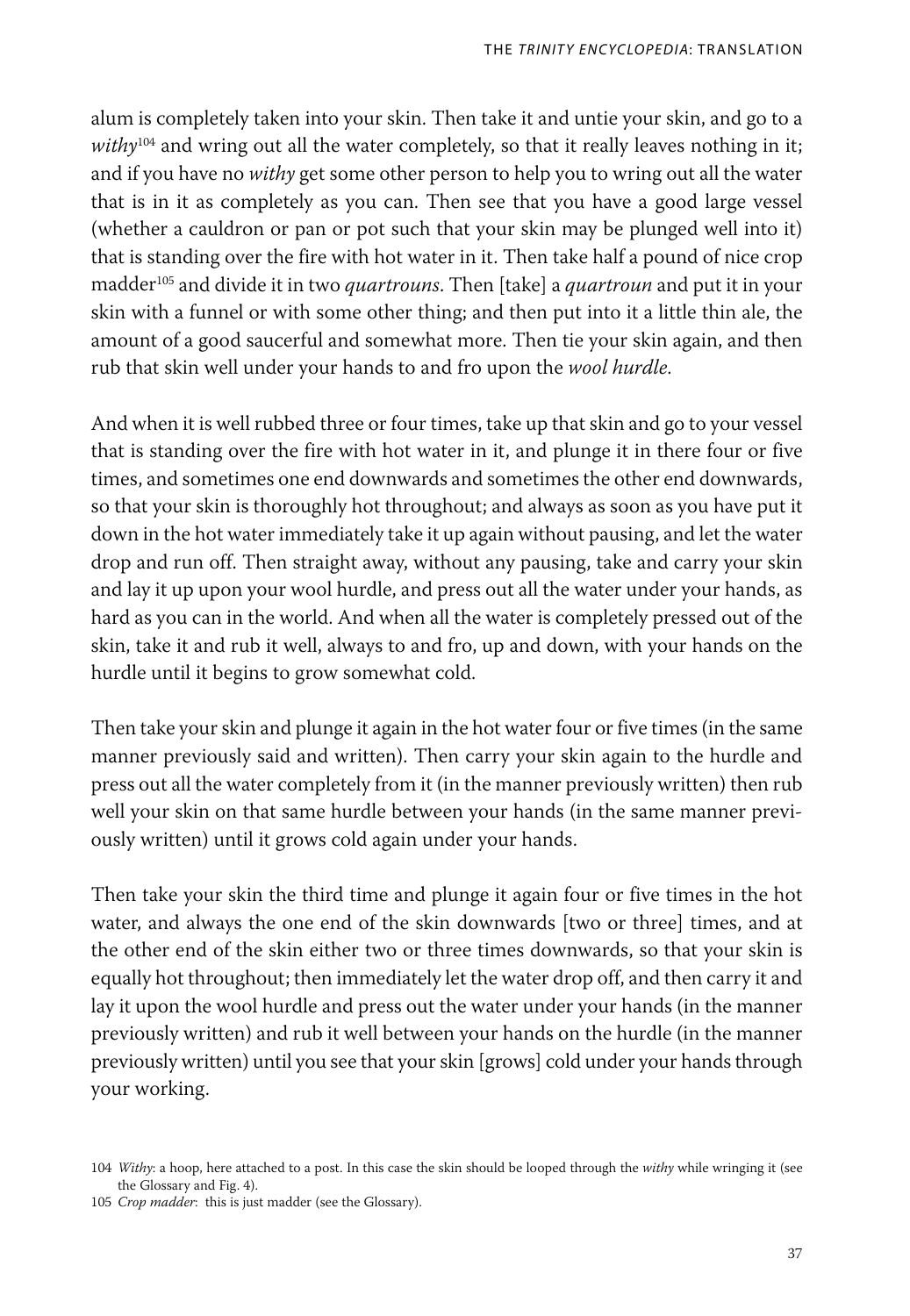alum is completely taken into your skin. Then take it and untie your skin, and go to a *withy*[104] and wring out all the water completely, so that it really leaves nothing in it; and if you have no *withy* get some other person to help you to wring out all the water that is in it as completely as you can. Then see that you have a good large vessel (whether a cauldron or pan or pot such that your skin may be plunged well into it) that is standing over the fire with hot water in it. Then take half a pound of nice crop madder[105] and divide it in two *quartrouns*. Then [take] a *quartroun* and put it in your skin with a funnel or with some other thing; and then put into it a little thin ale, the amount of a good saucerful and somewhat more. Then tie your skin again, and then rub that skin well under your hands to and fro upon the *wool hurdle*.

And when it is well rubbed three or four times, take up that skin and go to your vessel that is standing over the fire with hot water in it, and plunge it in there four or five times, and sometimes one end downwards and sometimes the other end downwards, so that your skin is thoroughly hot throughout; and always as soon as you have put it down in the hot water immediately take it up again without pausing, and let the water drop and run off. Then straight away, without any pausing, take and carry your skin and lay it up upon your wool hurdle, and press out all the water under your hands, as hard as you can in the world. And when all the water is completely pressed out of the skin, take it and rub it well, always to and fro, up and down, with your hands on the hurdle until it begins to grow somewhat cold.

Then take your skin and plunge it again in the hot water four or five times (in the same manner previously said and written). Then carry your skin again to the hurdle and press out all the water completely from it (in the manner previously written) then rub well your skin on that same hurdle between your hands (in the same manner previously written) until it grows cold again under your hands.

Then take your skin the third time and plunge it again four or five times in the hot water, and always the one end of the skin downwards [two or three] times, and at the other end of the skin either two or three times downwards, so that your skin is equally hot throughout; then immediately let the water drop off, and then carry it and lay it upon the wool hurdle and press out the water under your hands (in the manner previously written) and rub it well between your hands on the hurdle (in the manner previously written) until you see that your skin [grows] cold under your hands through your working.

104 *Withy*: a hoop, here attached to a post. In this case the skin should be looped through the *withy* while wringing it (see the Glossary and Fig. 4).

105 *Crop madder*: this is just madder (see the Glossary).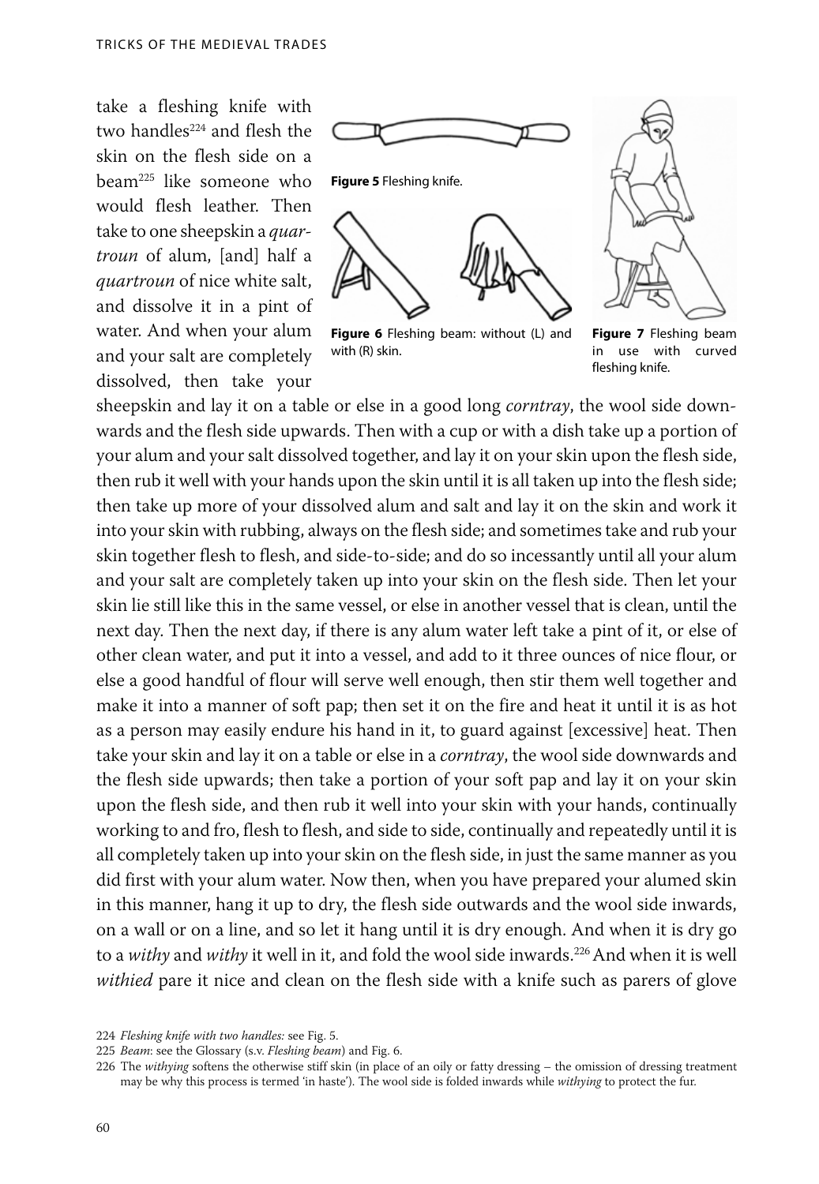take a fleshing knife with two handles[224] and flesh the skin on the flesh side on a beam[225] like someone who would flesh leather. Then take to one sheepskin a *quartroun* of alum, [and] half a *quartroun* of nice white salt, and dissolve it in a pint of water. And when your alum and your salt are completely dissolved, then take your sheepskin and lay it on a table or else in a good long *corntray*, the wool side downwards and the flesh side upwards. Then with a cup or with a dish take up a portion of your alum and your salt dissolved together, and lay it on your skin upon the flesh side, then rub it well with your hands upon the skin until it is all taken up into the flesh side; then take up more of your dissolved alum and salt and lay it on the skin and work it into your skin with rubbing, always on the flesh side; and sometimes take and rub your skin together flesh to flesh, and side-to-side; and do so incessantly until all your alum and your salt are completely taken up into your skin on the flesh side. Then let your skin lie still like this in the same vessel, or else in another vessel that is clean, until the next day. Then the next day, if there is any alum water left take a pint of it, or else of other clean water, and put it into a vessel, and add to it three ounces of nice flour, or else a good handful of flour will serve well enough, then stir them well together and make it into a manner of soft pap; then set it on the fire and heat it until it is as hot as a person may easily endure his hand in it, to guard against [excessive] heat. Then take your skin and lay it on a table or else in a *corntray*, the wool side downwards and the flesh side upwards; then take a portion of your soft pap and lay it on your skin upon the flesh side, and then rub it well into your skin with your hands, continually working to and fro, flesh to flesh, and side to side, continually and repeatedly until it is all completely taken up into your skin on the flesh side, in just the same manner as you did first with your alum water. Now then, when you have prepared your alumed skin in this manner, hang it up to dry, the flesh side outwards and the wool side inwards, on a wall or on a line, and so let it hang until it is dry enough. And when it is dry go to a *withy* and *withy* it well in it, and fold the wool side inwards.[226] And when it is well *withied* pare it nice and clean on the flesh side with a knife such as parers of glove

**Figure 5** Fleshing knife.

**Figure 6** Fleshing beam: without (L) and with (R) skin.

**Figure 7** Fleshing beam in use with curved fleshing knife.

224 *Fleshing knife with two handles:* see Fig. 5.

225 *Beam*: see the Glossary (s.v. *Fleshing beam*) and Fig. 6.

226 The *withying* softens the otherwise stiff skin (in place of an oily or fatty dressing – the omission of dressing treatment may be why this process is termed 'in haste'). The wool side is folded inwards while *withying* to protect the fur.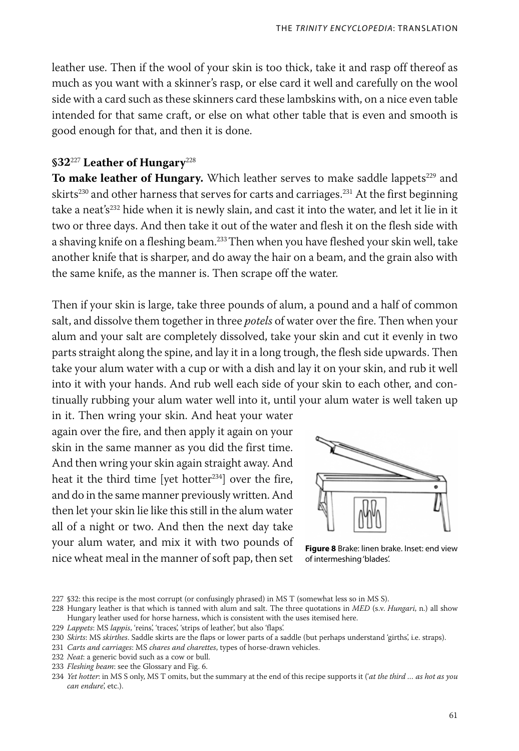leather use. Then if the wool of your skin is too thick, take it and rasp off thereof as much as you want with a skinner's rasp, or else card it well and carefully on the wool side with a card such as these skinners card these lambskins with, on a nice even table intended for that same craft, or else on what other table that is even and smooth is good enough for that, and then it is done.

### §32[227] Leather of Hungary[228]

**To make leather of Hungary.** Which leather serves to make saddle lappets[229] and skirts[230] and other harness that serves for carts and carriages.[231] At the first beginning take a neat's[232] hide when it is newly slain, and cast it into the water, and let it lie in it two or three days. And then take it out of the water and flesh it on the flesh side with a shaving knife on a fleshing beam.[233] Then when you have fleshed your skin well, take another knife that is sharper, and do away the hair on a beam, and the grain also with the same knife, as the manner is. Then scrape off the water.

Then if your skin is large, take three pounds of alum, a pound and a half of common salt, and dissolve them together in three *potels* of water over the fire. Then when your alum and your salt are completely dissolved, take your skin and cut it evenly in two parts straight along the spine, and lay it in a long trough, the flesh side upwards. Then take your alum water with a cup or with a dish and lay it on your skin, and rub it well into it with your hands. And rub well each side of your skin to each other, and continually rubbing your alum water well into it, until your alum water is well taken up in it. Then wring your skin. And heat your water again over the fire, and then apply it again on your skin in the same manner as you did the first time. And then wring your skin again straight away. And heat it the third time [yet hotter[234]] over the fire, and do in the same manner previously written. And then let your skin lie like this still in the alum water all of a night or two. And then the next day take your alum water, and mix it with two pounds of nice wheat meal in the manner of soft pap, then set

**Figure 8** Brake: linen brake. Inset: end view of intermeshing 'blades'.

---

227 §32: this recipe is the most corrupt (or confusingly phrased) in MS T (somewhat less so in MS S).

228 Hungary leather is that which is tanned with alum and salt. The three quotations in *MED* (s.v. *Hungari*, n.) all show Hungary leather used for horse harness, which is consistent with the uses itemised here.

229 *Lappets*: MS *lappis*, 'reins', 'traces', 'strips of leather', but also 'flaps'.

230 *Skirts*: MS *skirthes*. Saddle skirts are the flaps or lower parts of a saddle (but perhaps understand 'girths', i.e. straps).

231 *Carts and carriages*: MS *chares and charettes*, types of horse-drawn vehicles.

232 *Neat*: a generic bovid such as a cow or bull.

233 *Fleshing beam*: see the Glossary and Fig. 6.

234 *Yet hotter*: in MS S only, MS T omits, but the summary at the end of this recipe supports it ('*at the third ... as hot as you can endure*', etc.).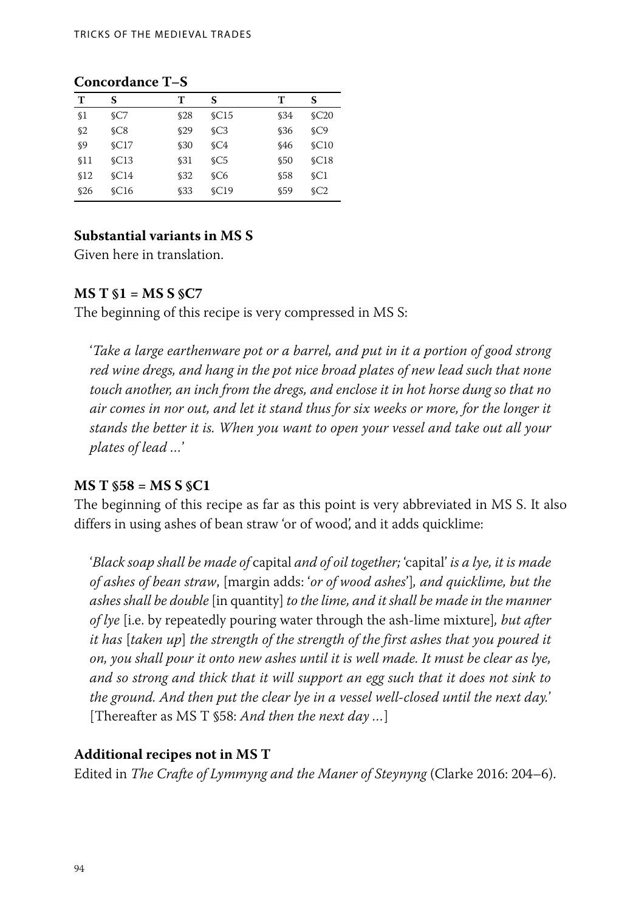**Concordance T–S**

| T | S | T | S | T | S |
|---|---|---|---|---|---|
| §1 | §C7 | §28 | §C15 | §34 | §C20 |
| §2 | §C8 | §29 | §C3 | §36 | §C9 |
| §9 | §C17 | §30 | §C4 | §46 | §C10 |
| §11 | §C13 | §31 | §C5 | §50 | §C18 |
| §12 | §C14 | §32 | §C6 | §58 | §C1 |
| §26 | §C16 | §33 | §C19 | §59 | §C2 |

**Substantial variants in MS S**

Given here in translation.

**MS T §1 = MS S §C7**

The beginning of this recipe is very compressed in MS S:

> '*Take a large earthenware pot or a barrel, and put in it a portion of good strong red wine dregs, and hang in the pot nice broad plates of new lead such that none touch another, an inch from the dregs, and enclose it in hot horse dung so that no air comes in nor out, and let it stand thus for six weeks or more, for the longer it stands the better it is. When you want to open your vessel and take out all your plates of lead …*'

**MS T §58 = MS S §C1**

The beginning of this recipe as far as this point is very abbreviated in MS S. It also differs in using ashes of bean straw 'or of wood', and it adds quicklime:

> '*Black soap shall be made of* capital *and of oil together;* 'capital' *is a lye, it is made of ashes of bean straw*, [margin adds: '*or of wood ashes*']*, and quicklime, but the ashes shall be double* [in quantity] *to the lime, and it shall be made in the manner of lye* [i.e. by repeatedly pouring water through the ash-lime mixture]*, but after it has* [*taken up*] *the strength of the strength of the first ashes that you poured it on, you shall pour it onto new ashes until it is well made. It must be clear as lye, and so strong and thick that it will support an egg such that it does not sink to the ground. And then put the clear lye in a vessel well-closed until the next day.*' [Thereafter as MS T §58: *And then the next day …*]

**Additional recipes not in MS T**

Edited in *The Crafte of Lymmyng and the Maner of Steynyng* (Clarke 2016: 204–6).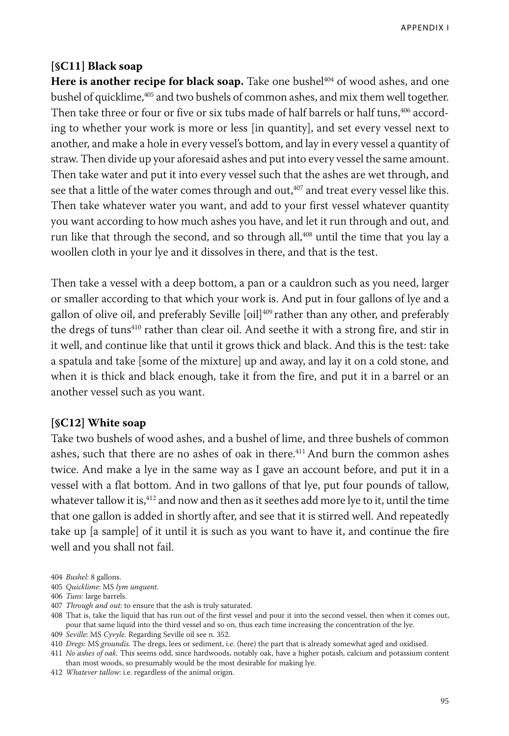### [§C11] Black soap

**Here is another recipe for black soap.** Take one bushel[404] of wood ashes, and one bushel of quicklime,[405] and two bushels of common ashes, and mix them well together. Then take three or four or five or six tubs made of half barrels or half tuns,[406] according to whether your work is more or less [in quantity], and set every vessel next to another, and make a hole in every vessel's bottom, and lay in every vessel a quantity of straw. Then divide up your aforesaid ashes and put into every vessel the same amount. Then take water and put it into every vessel such that the ashes are wet through, and see that a little of the water comes through and out,[407] and treat every vessel like this. Then take whatever water you want, and add to your first vessel whatever quantity you want according to how much ashes you have, and let it run through and out, and run like that through the second, and so through all,[408] until the time that you lay a woollen cloth in your lye and it dissolves in there, and that is the test.

Then take a vessel with a deep bottom, a pan or a cauldron such as you need, larger or smaller according to that which your work is. And put in four gallons of lye and a gallon of olive oil, and preferably Seville [oil][409] rather than any other, and preferably the dregs of tuns[410] rather than clear oil. And seethe it with a strong fire, and stir in it well, and continue like that until it grows thick and black. And this is the test: take a spatula and take [some of the mixture] up and away, and lay it on a cold stone, and when it is thick and black enough, take it from the fire, and put it in a barrel or an another vessel such as you want.

### [§C12] White soap

Take two bushels of wood ashes, and a bushel of lime, and three bushels of common ashes, such that there are no ashes of oak in there.[411] And burn the common ashes twice. And make a lye in the same way as I gave an account before, and put it in a vessel with a flat bottom. And in two gallons of that lye, put four pounds of tallow, whatever tallow it is,[412] and now and then as it seethes add more lye to it, until the time that one gallon is added in shortly after, and see that it is stirred well. And repeatedly take up [a sample] of it until it is such as you want to have it, and continue the fire well and you shall not fail.

404 *Bushel*: 8 gallons.

405 *Quicklime*: MS *lym unquent*.

406 *Tuns*: large barrels.

407 *Through and out*: to ensure that the ash is truly saturated.

408 That is, take the liquid that has run out of the first vessel and pour it into the second vessel, then when it comes out, pour that same liquid into the third vessel and so on, thus each time increasing the concentration of the lye.

409 *Seville*: MS *Cyvyle*. Regarding Seville oil see n. 352.

410 *Dregs*: MS *groundis*. The dregs, lees or sediment, i.e. (here) the part that is already somewhat aged and oxidised.

411 *No ashes of oak*. This seems odd, since hardwoods, notably oak, have a higher potash, calcium and potassium content than most woods, so presumably would be the most desirable for making lye.

412 *Whatever tallow*: i.e. regardless of the animal origin.